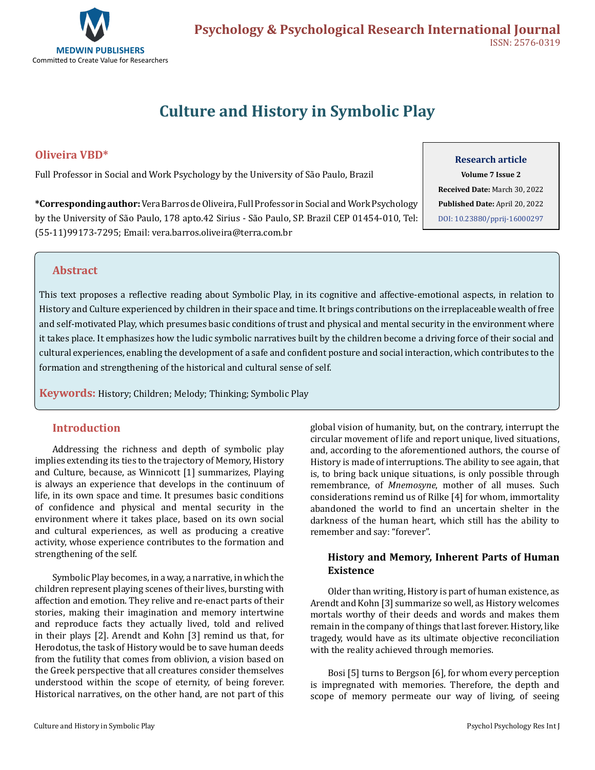# Culture and History in Symbolic Play

**Oliveira VBD***

Full Professor in Social and Work Psychology by the University of São Paulo, Brazil

**\*Corresponding author:** Vera Barros de Oliveira, Full Professor in Social and Work Psychology by the University of São Paulo, 178 apto.42 Sirius - São Paulo, SP. Brazil CEP 01454-010, Tel: (55-11)99173-7295; Email: vera.barros.oliveira@terra.com.br

**Research article**
**Volume 7 Issue 2**
**Received Date:** March 30, 2022
**Published Date:** April 20, 2022
DOI: 10.23880/pprij-16000297

## Abstract

This text proposes a reflective reading about Symbolic Play, in its cognitive and affective-emotional aspects, in relation to History and Culture experienced by children in their space and time. It brings contributions on the irreplaceable wealth of free and self-motivated Play, which presumes basic conditions of trust and physical and mental security in the environment where it takes place. It emphasizes how the ludic symbolic narratives built by the children become a driving force of their social and cultural experiences, enabling the development of a safe and confident posture and social interaction, which contributes to the formation and strengthening of the historical and cultural sense of self.

**Keywords:** History; Children; Melody; Thinking; Symbolic Play

## Introduction

Addressing the richness and depth of symbolic play implies extending its ties to the trajectory of Memory, History and Culture, because, as Winnicott [1] summarizes, Playing is always an experience that develops in the continuum of life, in its own space and time. It presumes basic conditions of confidence and physical and mental security in the environment where it takes place, based on its own social and cultural experiences, as well as producing a creative activity, whose experience contributes to the formation and strengthening of the self.

Symbolic Play becomes, in a way, a narrative, in which the children represent playing scenes of their lives, bursting with affection and emotion. They relive and re-enact parts of their stories, making their imagination and memory intertwine and reproduce facts they actually lived, told and relived in their plays [2]. Arendt and Kohn [3] remind us that, for Herodotus, the task of History would be to save human deeds from the futility that comes from oblivion, a vision based on the Greek perspective that all creatures consider themselves understood within the scope of eternity, of being forever. Historical narratives, on the other hand, are not part of this global vision of humanity, but, on the contrary, interrupt the circular movement of life and report unique, lived situations, and, according to the aforementioned authors, the course of History is made of interruptions. The ability to see again, that is, to bring back unique situations, is only possible through remembrance, of *Mnemosyne*, mother of all muses. Such considerations remind us of Rilke [4] for whom, immortality abandoned the world to find an uncertain shelter in the darkness of the human heart, which still has the ability to remember and say: "forever".

### History and Memory, Inherent Parts of Human Existence

Older than writing, History is part of human existence, as Arendt and Kohn [3] summarize so well, as History welcomes mortals worthy of their deeds and words and makes them remain in the company of things that last forever. History, like tragedy, would have as its ultimate objective reconciliation with the reality achieved through memories.

Bosi [5] turns to Bergson [6], for whom every perception is impregnated with memories. Therefore, the depth and scope of memory permeate our way of living, of seeing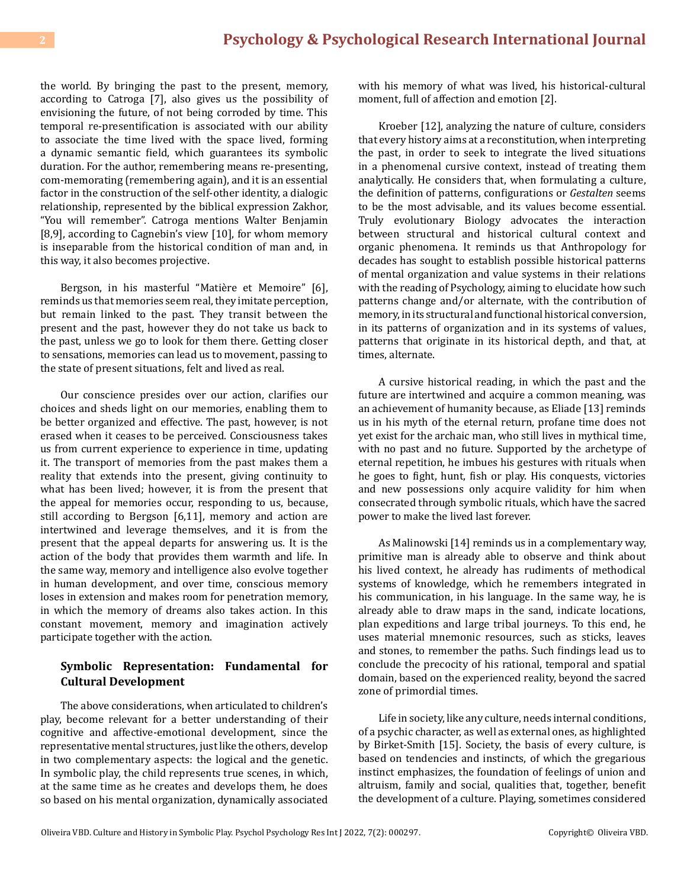the world. By bringing the past to the present, memory, according to Catroga [7], also gives us the possibility of envisioning the future, of not being corroded by time. This temporal re-presentification is associated with our ability to associate the time lived with the space lived, forming a dynamic semantic field, which guarantees its symbolic duration. For the author, remembering means re-presenting, com-memorating (remembering again), and it is an essential factor in the construction of the self-other identity, a dialogic relationship, represented by the biblical expression Zakhor, "You will remember". Catroga mentions Walter Benjamin [8,9], according to Cagnebin's view [10], for whom memory is inseparable from the historical condition of man and, in this way, it also becomes projective.

Bergson, in his masterful "Matière et Memoire" [6], reminds us that memories seem real, they imitate perception, but remain linked to the past. They transit between the present and the past, however they do not take us back to the past, unless we go to look for them there. Getting closer to sensations, memories can lead us to movement, passing to the state of present situations, felt and lived as real.

Our conscience presides over our action, clarifies our choices and sheds light on our memories, enabling them to be better organized and effective. The past, however, is not erased when it ceases to be perceived. Consciousness takes us from current experience to experience in time, updating it. The transport of memories from the past makes them a reality that extends into the present, giving continuity to what has been lived; however, it is from the present that the appeal for memories occur, responding to us, because, still according to Bergson [6,11], memory and action are intertwined and leverage themselves, and it is from the present that the appeal departs for answering us. It is the action of the body that provides them warmth and life. In the same way, memory and intelligence also evolve together in human development, and over time, conscious memory loses in extension and makes room for penetration memory, in which the memory of dreams also takes action. In this constant movement, memory and imagination actively participate together with the action.

## Symbolic Representation: Fundamental for Cultural Development

The above considerations, when articulated to children's play, become relevant for a better understanding of their cognitive and affective-emotional development, since the representative mental structures, just like the others, develop in two complementary aspects: the logical and the genetic. In symbolic play, the child represents true scenes, in which, at the same time as he creates and develops them, he does so based on his mental organization, dynamically associated with his memory of what was lived, his historical-cultural moment, full of affection and emotion [2].

Kroeber [12], analyzing the nature of culture, considers that every history aims at a reconstitution, when interpreting the past, in order to seek to integrate the lived situations in a phenomenal cursive context, instead of treating them analytically. He considers that, when formulating a culture, the definition of patterns, configurations or *Gestalten* seems to be the most advisable, and its values become essential. Truly evolutionary Biology advocates the interaction between structural and historical cultural context and organic phenomena. It reminds us that Anthropology for decades has sought to establish possible historical patterns of mental organization and value systems in their relations with the reading of Psychology, aiming to elucidate how such patterns change and/or alternate, with the contribution of memory, in its structural and functional historical conversion, in its patterns of organization and in its systems of values, patterns that originate in its historical depth, and that, at times, alternate.

A cursive historical reading, in which the past and the future are intertwined and acquire a common meaning, was an achievement of humanity because, as Eliade [13] reminds us in his myth of the eternal return, profane time does not yet exist for the archaic man, who still lives in mythical time, with no past and no future. Supported by the archetype of eternal repetition, he imbues his gestures with rituals when he goes to fight, hunt, fish or play. His conquests, victories and new possessions only acquire validity for him when consecrated through symbolic rituals, which have the sacred power to make the lived last forever.

As Malinowski [14] reminds us in a complementary way, primitive man is already able to observe and think about his lived context, he already has rudiments of methodical systems of knowledge, which he remembers integrated in his communication, in his language. In the same way, he is already able to draw maps in the sand, indicate locations, plan expeditions and large tribal journeys. To this end, he uses material mnemonic resources, such as sticks, leaves and stones, to remember the paths. Such findings lead us to conclude the precocity of his rational, temporal and spatial domain, based on the experienced reality, beyond the sacred zone of primordial times.

Life in society, like any culture, needs internal conditions, of a psychic character, as well as external ones, as highlighted by Birket-Smith [15]. Society, the basis of every culture, is based on tendencies and instincts, of which the gregarious instinct emphasizes, the foundation of feelings of union and altruism, family and social, qualities that, together, benefit the development of a culture. Playing, sometimes considered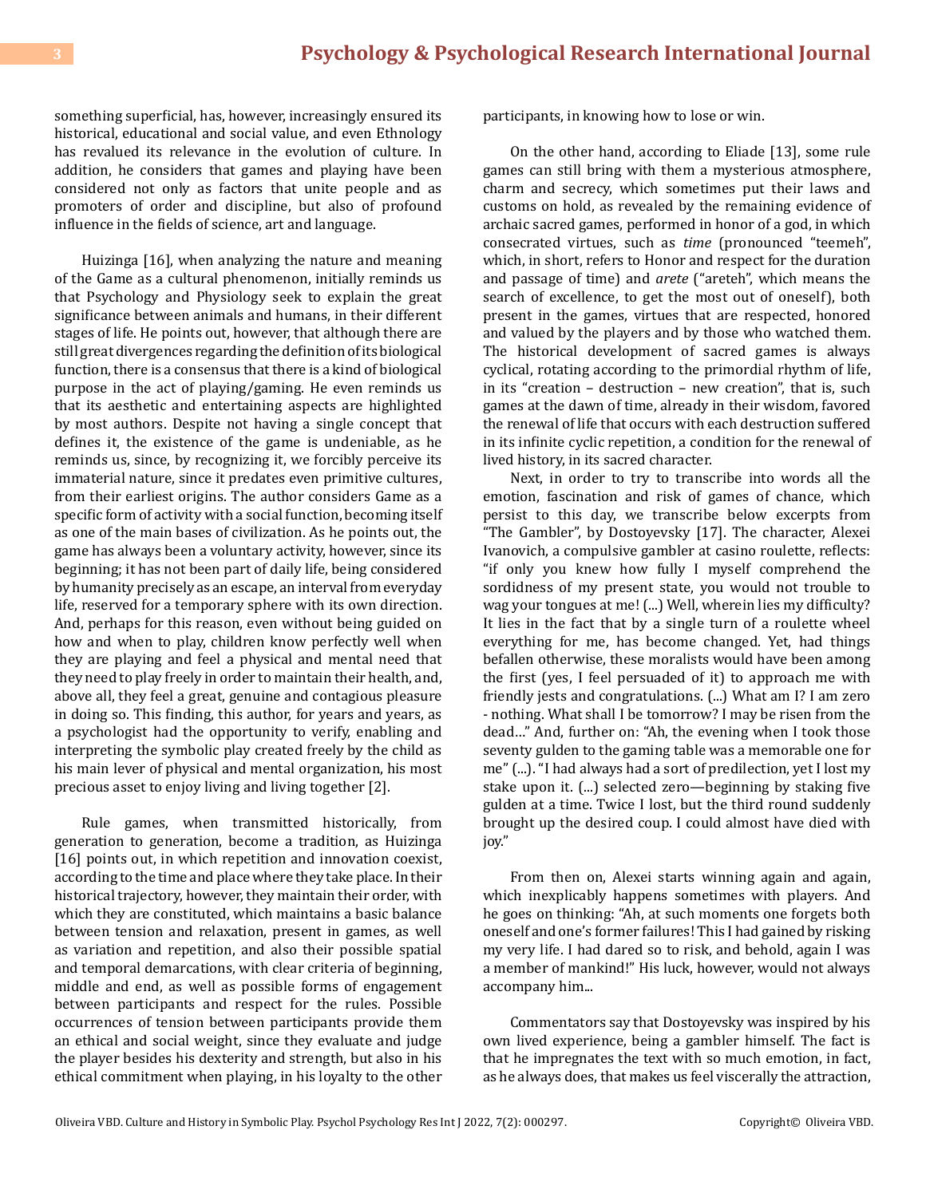something superficial, has, however, increasingly ensured its historical, educational and social value, and even Ethnology has revalued its relevance in the evolution of culture. In addition, he considers that games and playing have been considered not only as factors that unite people and as promoters of order and discipline, but also of profound influence in the fields of science, art and language.

Huizinga [16], when analyzing the nature and meaning of the Game as a cultural phenomenon, initially reminds us that Psychology and Physiology seek to explain the great significance between animals and humans, in their different stages of life. He points out, however, that although there are still great divergences regarding the definition of its biological function, there is a consensus that there is a kind of biological purpose in the act of playing/gaming. He even reminds us that its aesthetic and entertaining aspects are highlighted by most authors. Despite not having a single concept that defines it, the existence of the game is undeniable, as he reminds us, since, by recognizing it, we forcibly perceive its immaterial nature, since it predates even primitive cultures, from their earliest origins. The author considers Game as a specific form of activity with a social function, becoming itself as one of the main bases of civilization. As he points out, the game has always been a voluntary activity, however, since its beginning; it has not been part of daily life, being considered by humanity precisely as an escape, an interval from everyday life, reserved for a temporary sphere with its own direction. And, perhaps for this reason, even without being guided on how and when to play, children know perfectly well when they are playing and feel a physical and mental need that they need to play freely in order to maintain their health, and, above all, they feel a great, genuine and contagious pleasure in doing so. This finding, this author, for years and years, as a psychologist had the opportunity to verify, enabling and interpreting the symbolic play created freely by the child as his main lever of physical and mental organization, his most precious asset to enjoy living and living together [2].

Rule games, when transmitted historically, from generation to generation, become a tradition, as Huizinga [16] points out, in which repetition and innovation coexist, according to the time and place where they take place. In their historical trajectory, however, they maintain their order, with which they are constituted, which maintains a basic balance between tension and relaxation, present in games, as well as variation and repetition, and also their possible spatial and temporal demarcations, with clear criteria of beginning, middle and end, as well as possible forms of engagement between participants and respect for the rules. Possible occurrences of tension between participants provide them an ethical and social weight, since they evaluate and judge the player besides his dexterity and strength, but also in his ethical commitment when playing, in his loyalty to the other participants, in knowing how to lose or win.

On the other hand, according to Eliade [13], some rule games can still bring with them a mysterious atmosphere, charm and secrecy, which sometimes put their laws and customs on hold, as revealed by the remaining evidence of archaic sacred games, performed in honor of a god, in which consecrated virtues, such as *time* (pronounced "teemeh", which, in short, refers to Honor and respect for the duration and passage of time) and *arete* ("areteh", which means the search of excellence, to get the most out of oneself), both present in the games, virtues that are respected, honored and valued by the players and by those who watched them. The historical development of sacred games is always cyclical, rotating according to the primordial rhythm of life, in its "creation – destruction – new creation", that is, such games at the dawn of time, already in their wisdom, favored the renewal of life that occurs with each destruction suffered in its infinite cyclic repetition, a condition for the renewal of lived history, in its sacred character.

Next, in order to try to transcribe into words all the emotion, fascination and risk of games of chance, which persist to this day, we transcribe below excerpts from "The Gambler", by Dostoyevsky [17]. The character, Alexei Ivanovich, a compulsive gambler at casino roulette, reflects: "if only you knew how fully I myself comprehend the sordidness of my present state, you would not trouble to wag your tongues at me! (...) Well, wherein lies my difficulty? It lies in the fact that by a single turn of a roulette wheel everything for me, has become changed. Yet, had things befallen otherwise, these moralists would have been among the first (yes, I feel persuaded of it) to approach me with friendly jests and congratulations. (...) What am I? I am zero - nothing. What shall I be tomorrow? I may be risen from the dead…" And, further on: "Ah, the evening when I took those seventy gulden to the gaming table was a memorable one for me" (...). "I had always had a sort of predilection, yet I lost my stake upon it. (...) selected zero—beginning by staking five gulden at a time. Twice I lost, but the third round suddenly brought up the desired coup. I could almost have died with joy."

From then on, Alexei starts winning again and again, which inexplicably happens sometimes with players. And he goes on thinking: "Ah, at such moments one forgets both oneself and one's former failures! This I had gained by risking my very life. I had dared so to risk, and behold, again I was a member of mankind!" His luck, however, would not always accompany him...

Commentators say that Dostoyevsky was inspired by his own lived experience, being a gambler himself. The fact is that he impregnates the text with so much emotion, in fact, as he always does, that makes us feel viscerally the attraction,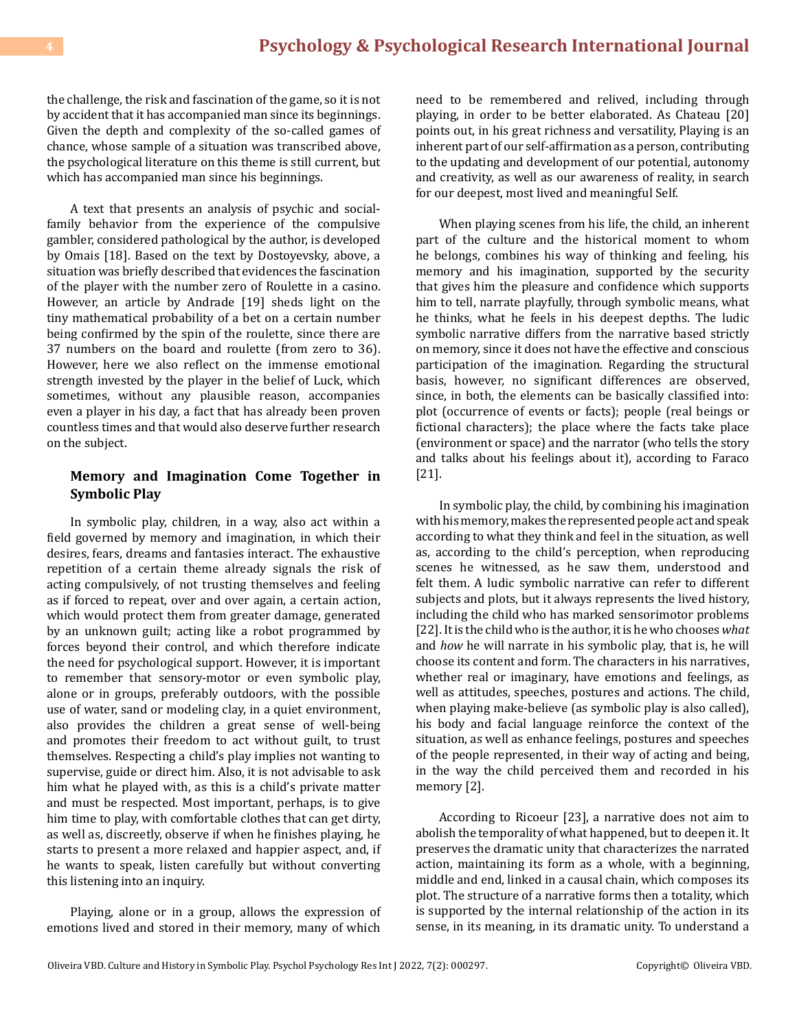the challenge, the risk and fascination of the game, so it is not by accident that it has accompanied man since its beginnings. Given the depth and complexity of the so-called games of chance, whose sample of a situation was transcribed above, the psychological literature on this theme is still current, but which has accompanied man since his beginnings.

A text that presents an analysis of psychic and social-family behavior from the experience of the compulsive gambler, considered pathological by the author, is developed by Omais [18]. Based on the text by Dostoyevsky, above, a situation was briefly described that evidences the fascination of the player with the number zero of Roulette in a casino. However, an article by Andrade [19] sheds light on the tiny mathematical probability of a bet on a certain number being confirmed by the spin of the roulette, since there are 37 numbers on the board and roulette (from zero to 36). However, here we also reflect on the immense emotional strength invested by the player in the belief of Luck, which sometimes, without any plausible reason, accompanies even a player in his day, a fact that has already been proven countless times and that would also deserve further research on the subject.

## Memory and Imagination Come Together in Symbolic Play

In symbolic play, children, in a way, also act within a field governed by memory and imagination, in which their desires, fears, dreams and fantasies interact. The exhaustive repetition of a certain theme already signals the risk of acting compulsively, of not trusting themselves and feeling as if forced to repeat, over and over again, a certain action, which would protect them from greater damage, generated by an unknown guilt; acting like a robot programmed by forces beyond their control, and which therefore indicate the need for psychological support. However, it is important to remember that sensory-motor or even symbolic play, alone or in groups, preferably outdoors, with the possible use of water, sand or modeling clay, in a quiet environment, also provides the children a great sense of well-being and promotes their freedom to act without guilt, to trust themselves. Respecting a child's play implies not wanting to supervise, guide or direct him. Also, it is not advisable to ask him what he played with, as this is a child's private matter and must be respected. Most important, perhaps, is to give him time to play, with comfortable clothes that can get dirty, as well as, discreetly, observe if when he finishes playing, he starts to present a more relaxed and happier aspect, and, if he wants to speak, listen carefully but without converting this listening into an inquiry.

Playing, alone or in a group, allows the expression of emotions lived and stored in their memory, many of which need to be remembered and relived, including through playing, in order to be better elaborated. As Chateau [20] points out, in his great richness and versatility, Playing is an inherent part of our self-affirmation as a person, contributing to the updating and development of our potential, autonomy and creativity, as well as our awareness of reality, in search for our deepest, most lived and meaningful Self.

When playing scenes from his life, the child, an inherent part of the culture and the historical moment to whom he belongs, combines his way of thinking and feeling, his memory and his imagination, supported by the security that gives him the pleasure and confidence which supports him to tell, narrate playfully, through symbolic means, what he thinks, what he feels in his deepest depths. The ludic symbolic narrative differs from the narrative based strictly on memory, since it does not have the effective and conscious participation of the imagination. Regarding the structural basis, however, no significant differences are observed, since, in both, the elements can be basically classified into: plot (occurrence of events or facts); people (real beings or fictional characters); the place where the facts take place (environment or space) and the narrator (who tells the story and talks about his feelings about it), according to Faraco [21].

In symbolic play, the child, by combining his imagination with his memory, makes the represented people act and speak according to what they think and feel in the situation, as well as, according to the child's perception, when reproducing scenes he witnessed, as he saw them, understood and felt them. A ludic symbolic narrative can refer to different subjects and plots, but it always represents the lived history, including the child who has marked sensorimotor problems [22]. It is the child who is the author, it is he who chooses *what* and *how* he will narrate in his symbolic play, that is, he will choose its content and form. The characters in his narratives, whether real or imaginary, have emotions and feelings, as well as attitudes, speeches, postures and actions. The child, when playing make-believe (as symbolic play is also called), his body and facial language reinforce the context of the situation, as well as enhance feelings, postures and speeches of the people represented, in their way of acting and being, in the way the child perceived them and recorded in his memory [2].

According to Ricoeur [23], a narrative does not aim to abolish the temporality of what happened, but to deepen it. It preserves the dramatic unity that characterizes the narrated action, maintaining its form as a whole, with a beginning, middle and end, linked in a causal chain, which composes its plot. The structure of a narrative forms then a totality, which is supported by the internal relationship of the action in its sense, in its meaning, in its dramatic unity. To understand a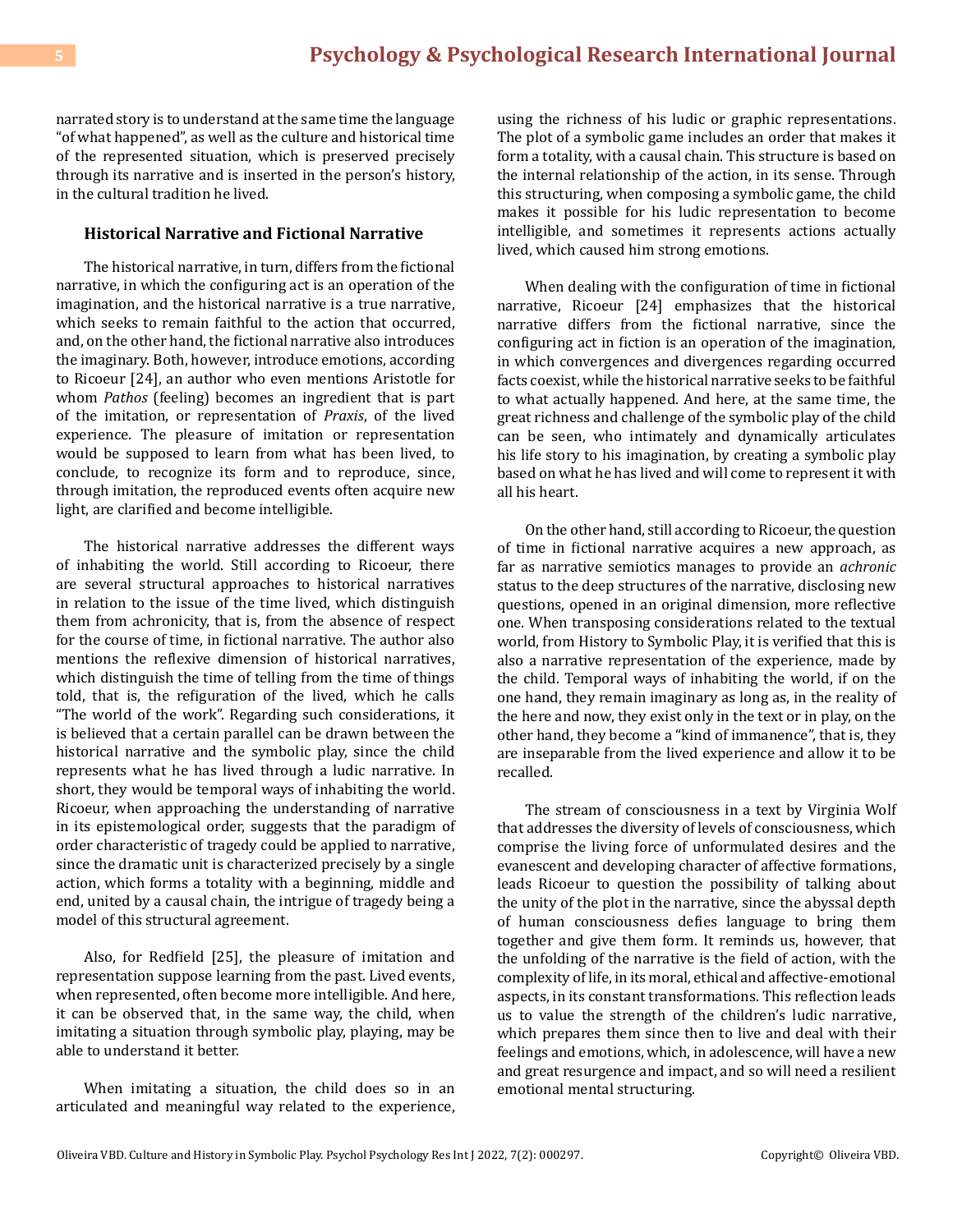narrated story is to understand at the same time the language "of what happened", as well as the culture and historical time of the represented situation, which is preserved precisely through its narrative and is inserted in the person's history, in the cultural tradition he lived.

### Historical Narrative and Fictional Narrative

The historical narrative, in turn, differs from the fictional narrative, in which the configuring act is an operation of the imagination, and the historical narrative is a true narrative, which seeks to remain faithful to the action that occurred, and, on the other hand, the fictional narrative also introduces the imaginary. Both, however, introduce emotions, according to Ricoeur [24], an author who even mentions Aristotle for whom *Pathos* (feeling) becomes an ingredient that is part of the imitation, or representation of *Praxis*, of the lived experience. The pleasure of imitation or representation would be supposed to learn from what has been lived, to conclude, to recognize its form and to reproduce, since, through imitation, the reproduced events often acquire new light, are clarified and become intelligible.

The historical narrative addresses the different ways of inhabiting the world. Still according to Ricoeur, there are several structural approaches to historical narratives in relation to the issue of the time lived, which distinguish them from achronicity, that is, from the absence of respect for the course of time, in fictional narrative. The author also mentions the reflexive dimension of historical narratives, which distinguish the time of telling from the time of things told, that is, the refiguration of the lived, which he calls "The world of the work". Regarding such considerations, it is believed that a certain parallel can be drawn between the historical narrative and the symbolic play, since the child represents what he has lived through a ludic narrative. In short, they would be temporal ways of inhabiting the world. Ricoeur, when approaching the understanding of narrative in its epistemological order, suggests that the paradigm of order characteristic of tragedy could be applied to narrative, since the dramatic unit is characterized precisely by a single action, which forms a totality with a beginning, middle and end, united by a causal chain, the intrigue of tragedy being a model of this structural agreement.

Also, for Redfield [25], the pleasure of imitation and representation suppose learning from the past. Lived events, when represented, often become more intelligible. And here, it can be observed that, in the same way, the child, when imitating a situation through symbolic play, playing, may be able to understand it better.

When imitating a situation, the child does so in an articulated and meaningful way related to the experience, using the richness of his ludic or graphic representations. The plot of a symbolic game includes an order that makes it form a totality, with a causal chain. This structure is based on the internal relationship of the action, in its sense. Through this structuring, when composing a symbolic game, the child makes it possible for his ludic representation to become intelligible, and sometimes it represents actions actually lived, which caused him strong emotions.

When dealing with the configuration of time in fictional narrative, Ricoeur [24] emphasizes that the historical narrative differs from the fictional narrative, since the configuring act in fiction is an operation of the imagination, in which convergences and divergences regarding occurred facts coexist, while the historical narrative seeks to be faithful to what actually happened. And here, at the same time, the great richness and challenge of the symbolic play of the child can be seen, who intimately and dynamically articulates his life story to his imagination, by creating a symbolic play based on what he has lived and will come to represent it with all his heart.

On the other hand, still according to Ricoeur, the question of time in fictional narrative acquires a new approach, as far as narrative semiotics manages to provide an *achronic* status to the deep structures of the narrative, disclosing new questions, opened in an original dimension, more reflective one. When transposing considerations related to the textual world, from History to Symbolic Play, it is verified that this is also a narrative representation of the experience, made by the child. Temporal ways of inhabiting the world, if on the one hand, they remain imaginary as long as, in the reality of the here and now, they exist only in the text or in play, on the other hand, they become a "kind of immanence", that is, they are inseparable from the lived experience and allow it to be recalled.

The stream of consciousness in a text by Virginia Wolf that addresses the diversity of levels of consciousness, which comprise the living force of unformulated desires and the evanescent and developing character of affective formations, leads Ricoeur to question the possibility of talking about the unity of the plot in the narrative, since the abyssal depth of human consciousness defies language to bring them together and give them form. It reminds us, however, that the unfolding of the narrative is the field of action, with the complexity of life, in its moral, ethical and affective-emotional aspects, in its constant transformations. This reflection leads us to value the strength of the children's ludic narrative, which prepares them since then to live and deal with their feelings and emotions, which, in adolescence, will have a new and great resurgence and impact, and so will need a resilient emotional mental structuring.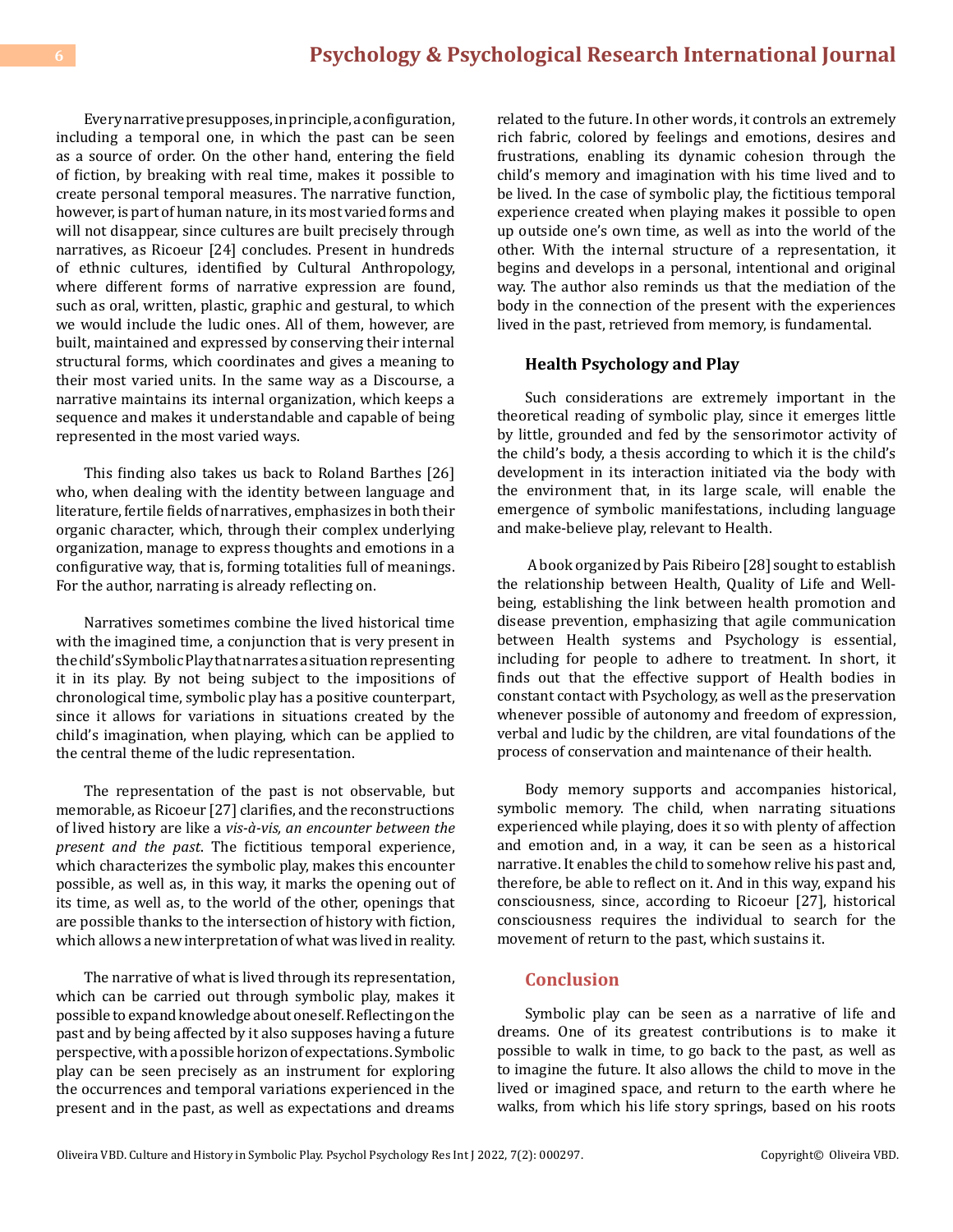Every narrative presupposes, in principle, a configuration, including a temporal one, in which the past can be seen as a source of order. On the other hand, entering the field of fiction, by breaking with real time, makes it possible to create personal temporal measures. The narrative function, however, is part of human nature, in its most varied forms and will not disappear, since cultures are built precisely through narratives, as Ricoeur [24] concludes. Present in hundreds of ethnic cultures, identified by Cultural Anthropology, where different forms of narrative expression are found, such as oral, written, plastic, graphic and gestural, to which we would include the ludic ones. All of them, however, are built, maintained and expressed by conserving their internal structural forms, which coordinates and gives a meaning to their most varied units. In the same way as a Discourse, a narrative maintains its internal organization, which keeps a sequence and makes it understandable and capable of being represented in the most varied ways.

This finding also takes us back to Roland Barthes [26] who, when dealing with the identity between language and literature, fertile fields of narratives, emphasizes in both their organic character, which, through their complex underlying organization, manage to express thoughts and emotions in a configurative way, that is, forming totalities full of meanings. For the author, narrating is already reflecting on.

Narratives sometimes combine the lived historical time with the imagined time, a conjunction that is very present in the child's Symbolic Play that narrates a situation representing it in its play. By not being subject to the impositions of chronological time, symbolic play has a positive counterpart, since it allows for variations in situations created by the child's imagination, when playing, which can be applied to the central theme of the ludic representation.

The representation of the past is not observable, but memorable, as Ricoeur [27] clarifies, and the reconstructions of lived history are like a *vis-à-vis, an encounter between the present and the past*. The fictitious temporal experience, which characterizes the symbolic play, makes this encounter possible, as well as, in this way, it marks the opening out of its time, as well as, to the world of the other, openings that are possible thanks to the intersection of history with fiction, which allows a new interpretation of what was lived in reality.

The narrative of what is lived through its representation, which can be carried out through symbolic play, makes it possible to expand knowledge about oneself. Reflecting on the past and by being affected by it also supposes having a future perspective, with a possible horizon of expectations. Symbolic play can be seen precisely as an instrument for exploring the occurrences and temporal variations experienced in the present and in the past, as well as expectations and dreams related to the future. In other words, it controls an extremely rich fabric, colored by feelings and emotions, desires and frustrations, enabling its dynamic cohesion through the child's memory and imagination with his time lived and to be lived. In the case of symbolic play, the fictitious temporal experience created when playing makes it possible to open up outside one's own time, as well as into the world of the other. With the internal structure of a representation, it begins and develops in a personal, intentional and original way. The author also reminds us that the mediation of the body in the connection of the present with the experiences lived in the past, retrieved from memory, is fundamental.

### Health Psychology and Play

Such considerations are extremely important in the theoretical reading of symbolic play, since it emerges little by little, grounded and fed by the sensorimotor activity of the child's body, a thesis according to which it is the child's development in its interaction initiated via the body with the environment that, in its large scale, will enable the emergence of symbolic manifestations, including language and make-believe play, relevant to Health.

A book organized by Pais Ribeiro [28] sought to establish the relationship between Health, Quality of Life and Well-being, establishing the link between health promotion and disease prevention, emphasizing that agile communication between Health systems and Psychology is essential, including for people to adhere to treatment. In short, it finds out that the effective support of Health bodies in constant contact with Psychology, as well as the preservation whenever possible of autonomy and freedom of expression, verbal and ludic by the children, are vital foundations of the process of conservation and maintenance of their health.

Body memory supports and accompanies historical, symbolic memory. The child, when narrating situations experienced while playing, does it so with plenty of affection and emotion and, in a way, it can be seen as a historical narrative. It enables the child to somehow relive his past and, therefore, be able to reflect on it. And in this way, expand his consciousness, since, according to Ricoeur [27], historical consciousness requires the individual to search for the movement of return to the past, which sustains it.

## Conclusion

Symbolic play can be seen as a narrative of life and dreams. One of its greatest contributions is to make it possible to walk in time, to go back to the past, as well as to imagine the future. It also allows the child to move in the lived or imagined space, and return to the earth where he walks, from which his life story springs, based on his roots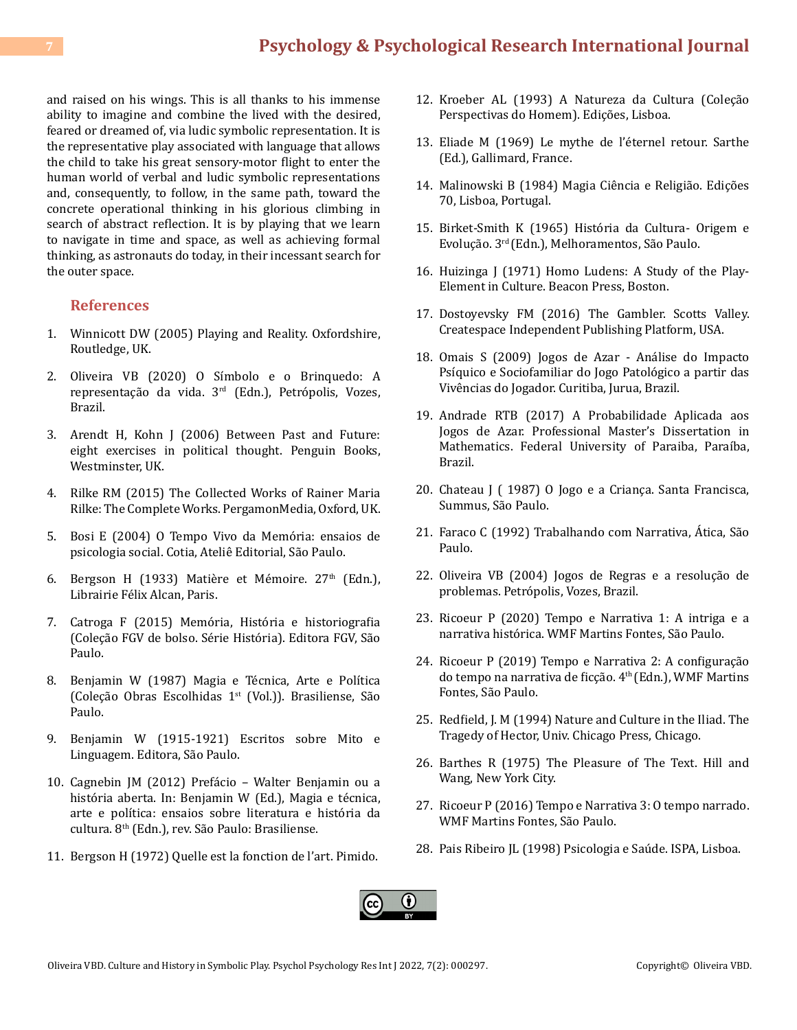and raised on his wings. This is all thanks to his immense ability to imagine and combine the lived with the desired, feared or dreamed of, via ludic symbolic representation. It is the representative play associated with language that allows the child to take his great sensory-motor flight to enter the human world of verbal and ludic symbolic representations and, consequently, to follow, in the same path, toward the concrete operational thinking in his glorious climbing in search of abstract reflection. It is by playing that we learn to navigate in time and space, as well as achieving formal thinking, as astronauts do today, in their incessant search for the outer space.

## References

1. Winnicott DW (2005) Playing and Reality. Oxfordshire, Routledge, UK.
2. Oliveira VB (2020) O Símbolo e o Brinquedo: A representação da vida. 3rd (Edn.), Petrópolis, Vozes, Brazil.
3. Arendt H, Kohn J (2006) Between Past and Future: eight exercises in political thought. Penguin Books, Westminster, UK.
4. Rilke RM (2015) The Collected Works of Rainer Maria Rilke: The Complete Works. PergamonMedia, Oxford, UK.
5. Bosi E (2004) O Tempo Vivo da Memória: ensaios de psicologia social. Cotia, Ateliê Editorial, São Paulo.
6. Bergson H (1933) Matière et Mémoire. 27th (Edn.), Librairie Félix Alcan, Paris.
7. Catroga F (2015) Memória, História e historiografia (Coleção FGV de bolso. Série História). Editora FGV, São Paulo.
8. Benjamin W (1987) Magia e Técnica, Arte e Política (Coleção Obras Escolhidas 1st (Vol.)). Brasiliense, São Paulo.
9. Benjamin W (1915-1921) Escritos sobre Mito e Linguagem. Editora, São Paulo.
10. Cagnebin JM (2012) Prefácio – Walter Benjamin ou a história aberta. In: Benjamin W (Ed.), Magia e técnica, arte e política: ensaios sobre literatura e história da cultura. 8th (Edn.), rev. São Paulo: Brasiliense.
11. Bergson H (1972) Quelle est la fonction de l'art. Pimido.
12. Kroeber AL (1993) A Natureza da Cultura (Coleção Perspectivas do Homem). Edições, Lisboa.
13. Eliade M (1969) Le mythe de l'éternel retour. Sarthe (Ed.), Gallimard, France.
14. Malinowski B (1984) Magia Ciência e Religião. Edições 70, Lisboa, Portugal.
15. Birket-Smith K (1965) História da Cultura- Origem e Evolução. 3rd (Edn.), Melhoramentos, São Paulo.
16. Huizinga J (1971) Homo Ludens: A Study of the Play-Element in Culture. Beacon Press, Boston.
17. Dostoyevsky FM (2016) The Gambler. Scotts Valley. Createspace Independent Publishing Platform, USA.
18. Omais S (2009) Jogos de Azar - Análise do Impacto Psíquico e Sociofamiliar do Jogo Patológico a partir das Vivências do Jogador. Curitiba, Jurua, Brazil.
19. Andrade RTB (2017) A Probabilidade Aplicada aos Jogos de Azar. Professional Master's Dissertation in Mathematics. Federal University of Paraiba, Paraíba, Brazil.
20. Chateau J ( 1987) O Jogo e a Criança. Santa Francisca, Summus, São Paulo.
21. Faraco C (1992) Trabalhando com Narrativa, Ática, São Paulo.
22. Oliveira VB (2004) Jogos de Regras e a resolução de problemas. Petrópolis, Vozes, Brazil.
23. Ricoeur P (2020) Tempo e Narrativa 1: A intriga e a narrativa histórica. WMF Martins Fontes, São Paulo.
24. Ricoeur P (2019) Tempo e Narrativa 2: A configuração do tempo na narrativa de ficção. 4th (Edn.), WMF Martins Fontes, São Paulo.
25. Redfield, J. M (1994) Nature and Culture in the Iliad. The Tragedy of Hector, Univ. Chicago Press, Chicago.
26. Barthes R (1975) The Pleasure of The Text. Hill and Wang, New York City.
27. Ricoeur P (2016) Tempo e Narrativa 3: O tempo narrado. WMF Martins Fontes, São Paulo.
28. Pais Ribeiro JL (1998) Psicologia e Saúde. ISPA, Lisboa.